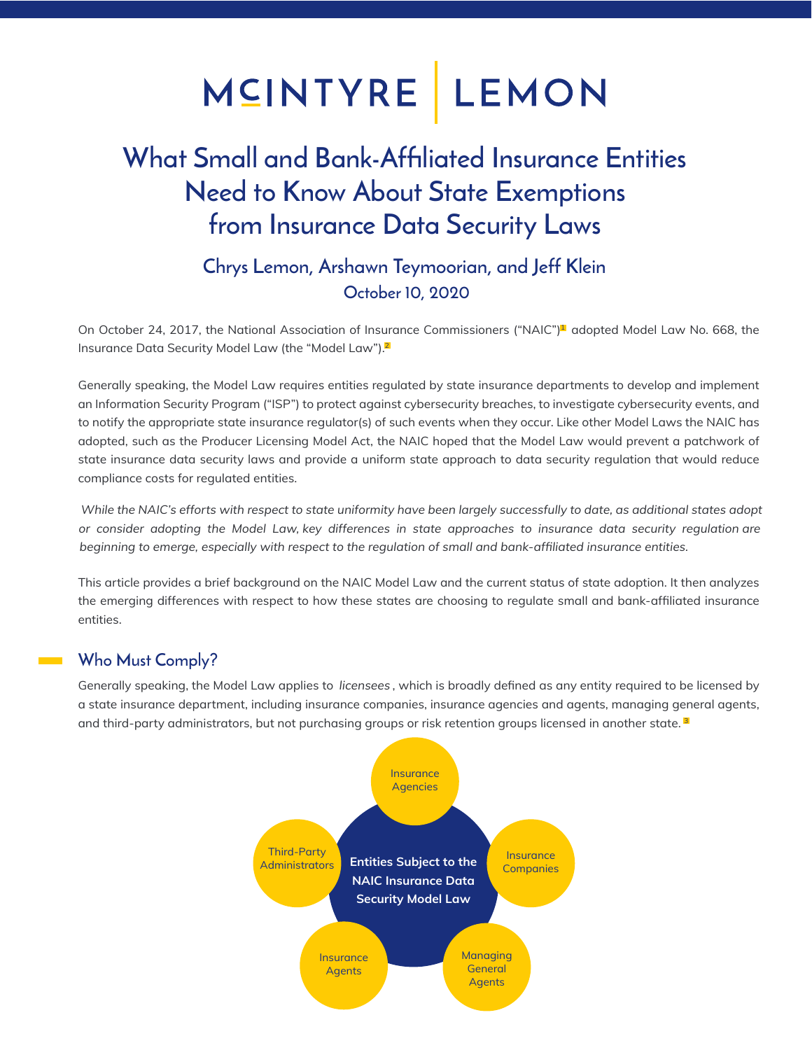# McINTYRE | LEMON

# What Small and Bank-Affiliated Insurance Entities Need to Know About State Exemptions from Insurance Data Security Laws

### Chrys Lemon, Arshawn Teymoorian, and Jeff Klein
### October 10, 2020

On October 24, 2017, the National Association of Insurance Commissioners ("NAIC")[1] adopted Model Law No. 668, the Insurance Data Security Model Law (the "Model Law").[2]

Generally speaking, the Model Law requires entities regulated by state insurance departments to develop and implement an Information Security Program ("ISP") to protect against cybersecurity breaches, to investigate cybersecurity events, and to notify the appropriate state insurance regulator(s) of such events when they occur. Like other Model Laws the NAIC has adopted, such as the Producer Licensing Model Act, the NAIC hoped that the Model Law would prevent a patchwork of state insurance data security laws and provide a uniform state approach to data security regulation that would reduce compliance costs for regulated entities.

*While the NAIC's efforts with respect to state uniformity have been largely successfully to date, as additional states adopt or consider adopting the Model Law, key differences in state approaches to insurance data security regulation are beginning to emerge, especially with respect to the regulation of small and bank-affiliated insurance entities.*

This article provides a brief background on the NAIC Model Law and the current status of state adoption. It then analyzes the emerging differences with respect to how these states are choosing to regulate small and bank-affiliated insurance entities.

## Who Must Comply?

Generally speaking, the Model Law applies to *licensees*, which is broadly defined as any entity required to be licensed by a state insurance department, including insurance companies, insurance agencies and agents, managing general agents, and third-party administrators, but not purchasing groups or risk retention groups licensed in another state.[3]

Entities Subject to the NAIC Insurance Data Security Model Law:

- Insurance Agencies
- Insurance Companies
- Managing General Agents
- Insurance Agents
- Third-Party Administrators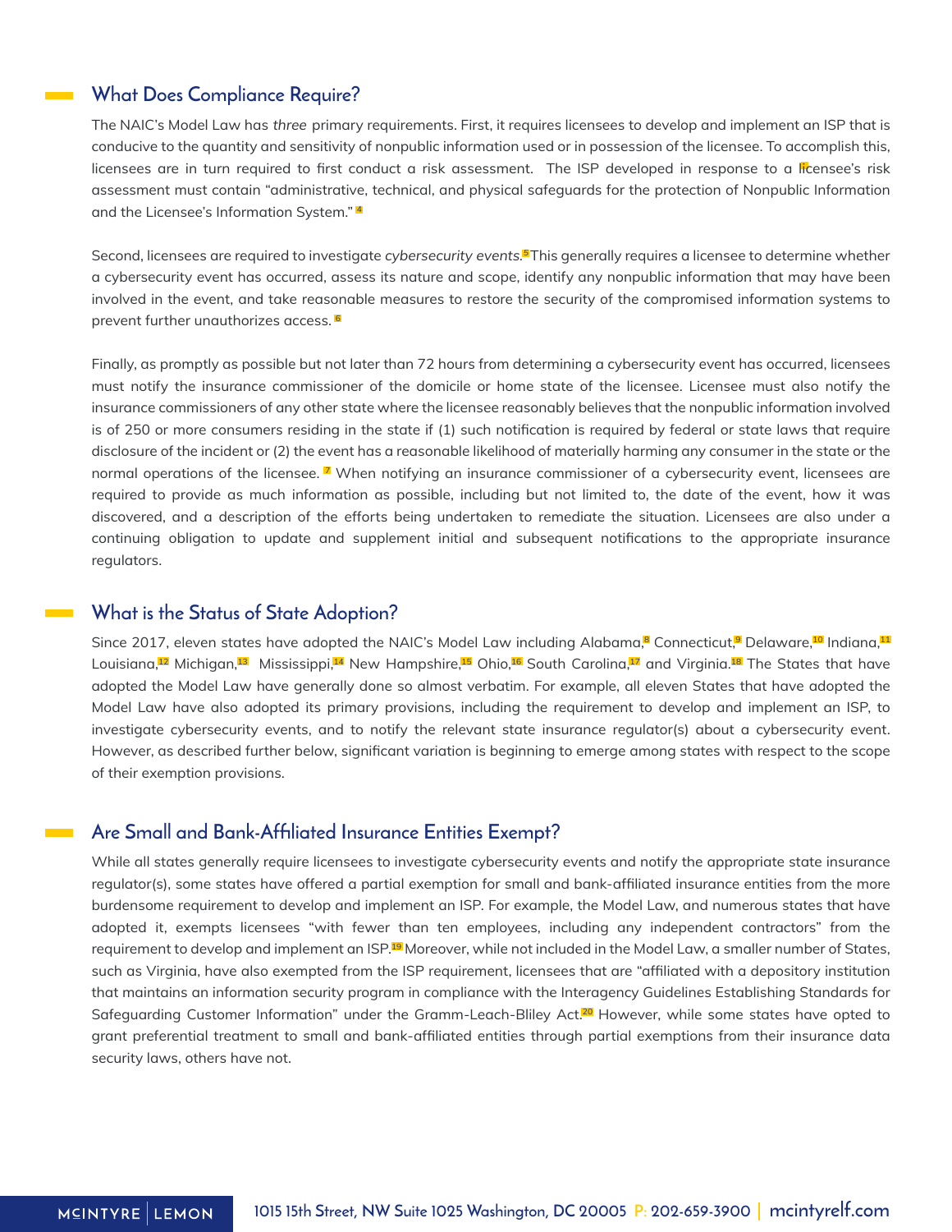## What Does Compliance Require?

The NAIC's Model Law has *three* primary requirements. First, it requires licensees to develop and implement an ISP that is conducive to the quantity and sensitivity of nonpublic information used or in possession of the licensee. To accomplish this, licensees are in turn required to first conduct a risk assessment. The ISP developed in response to a licensee's risk assessment must contain "administrative, technical, and physical safeguards for the protection of Nonpublic Information and the Licensee's Information System." [4]

Second, licensees are required to investigate *cybersecurity events*.[5] This generally requires a licensee to determine whether a cybersecurity event has occurred, assess its nature and scope, identify any nonpublic information that may have been involved in the event, and take reasonable measures to restore the security of the compromised information systems to prevent further unauthorizes access. [6]

Finally, as promptly as possible but not later than 72 hours from determining a cybersecurity event has occurred, licensees must notify the insurance commissioner of the domicile or home state of the licensee. Licensee must also notify the insurance commissioners of any other state where the licensee reasonably believes that the nonpublic information involved is of 250 or more consumers residing in the state if (1) such notification is required by federal or state laws that require disclosure of the incident or (2) the event has a reasonable likelihood of materially harming any consumer in the state or the normal operations of the licensee. [7] When notifying an insurance commissioner of a cybersecurity event, licensees are required to provide as much information as possible, including but not limited to, the date of the event, how it was discovered, and a description of the efforts being undertaken to remediate the situation. Licensees are also under a continuing obligation to update and supplement initial and subsequent notifications to the appropriate insurance regulators.

## What is the Status of State Adoption?

Since 2017, eleven states have adopted the NAIC's Model Law including Alabama,[8] Connecticut,[9] Delaware,[10] Indiana,[11] Louisiana,[12] Michigan,[13] Mississippi,[14] New Hampshire,[15] Ohio,[16] South Carolina,[17] and Virginia.[18] The States that have adopted the Model Law have generally done so almost verbatim. For example, all eleven States that have adopted the Model Law have also adopted its primary provisions, including the requirement to develop and implement an ISP, to investigate cybersecurity events, and to notify the relevant state insurance regulator(s) about a cybersecurity event. However, as described further below, significant variation is beginning to emerge among states with respect to the scope of their exemption provisions.

## Are Small and Bank-Affiliated Insurance Entities Exempt?

While all states generally require licensees to investigate cybersecurity events and notify the appropriate state insurance regulator(s), some states have offered a partial exemption for small and bank-affiliated insurance entities from the more burdensome requirement to develop and implement an ISP. For example, the Model Law, and numerous states that have adopted it, exempts licensees "with fewer than ten employees, including any independent contractors" from the requirement to develop and implement an ISP.[19] Moreover, while not included in the Model Law, a smaller number of States, such as Virginia, have also exempted from the ISP requirement, licensees that are "affiliated with a depository institution that maintains an information security program in compliance with the Interagency Guidelines Establishing Standards for Safeguarding Customer Information" under the Gramm-Leach-Bliley Act.[20] However, while some states have opted to grant preferential treatment to small and bank-affiliated entities through partial exemptions from their insurance data security laws, others have not.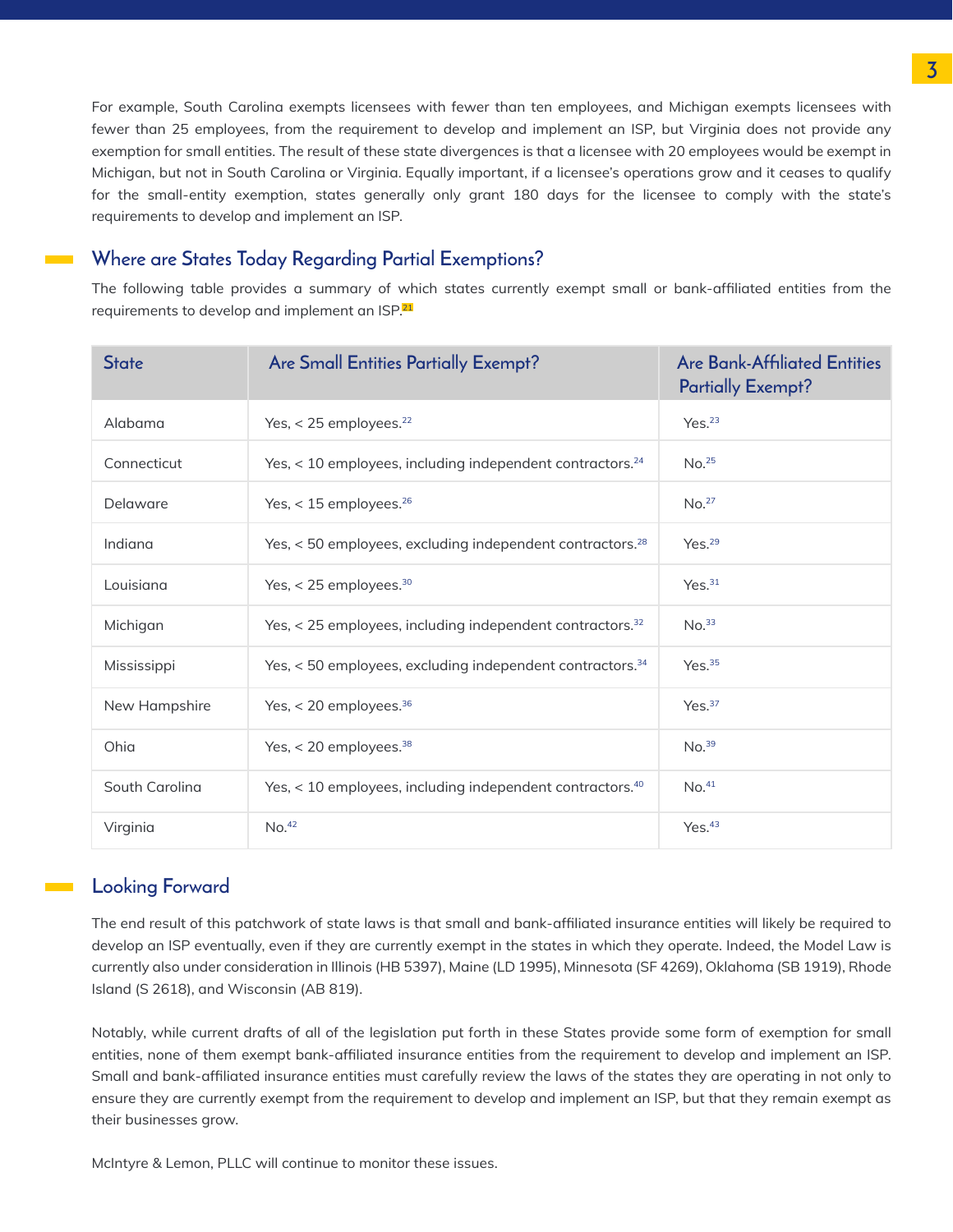For example, South Carolina exempts licensees with fewer than ten employees, and Michigan exempts licensees with fewer than 25 employees, from the requirement to develop and implement an ISP, but Virginia does not provide any exemption for small entities. The result of these state divergences is that a licensee with 20 employees would be exempt in Michigan, but not in South Carolina or Virginia. Equally important, if a licensee's operations grow and it ceases to qualify for the small-entity exemption, states generally only grant 180 days for the licensee to comply with the state's requirements to develop and implement an ISP.

## Where are States Today Regarding Partial Exemptions?

The following table provides a summary of which states currently exempt small or bank-affiliated entities from the requirements to develop and implement an ISP.[21]

| State | Are Small Entities Partially Exempt? | Are Bank-Affiliated Entities Partially Exempt? |
|---|---|---|
| Alabama | Yes, < 25 employees.[22] | Yes.[23] |
| Connecticut | Yes, < 10 employees, including independent contractors.[24] | No.[25] |
| Delaware | Yes, < 15 employees.[26] | No.[27] |
| Indiana | Yes, < 50 employees, excluding independent contractors.[28] | Yes.[29] |
| Louisiana | Yes, < 25 employees.[30] | Yes.[31] |
| Michigan | Yes, < 25 employees, including independent contractors.[32] | No.[33] |
| Mississippi | Yes, < 50 employees, excluding independent contractors.[34] | Yes.[35] |
| New Hampshire | Yes, < 20 employees.[36] | Yes.[37] |
| Ohia | Yes, < 20 employees.[38] | No.[39] |
| South Carolina | Yes, < 10 employees, including independent contractors.[40] | No.[41] |
| Virginia | No.[42] | Yes.[43] |

## Looking Forward

The end result of this patchwork of state laws is that small and bank-affiliated insurance entities will likely be required to develop an ISP eventually, even if they are currently exempt in the states in which they operate. Indeed, the Model Law is currently also under consideration in Illinois (HB 5397), Maine (LD 1995), Minnesota (SF 4269), Oklahoma (SB 1919), Rhode Island (S 2618), and Wisconsin (AB 819).

Notably, while current drafts of all of the legislation put forth in these States provide some form of exemption for small entities, none of them exempt bank-affiliated insurance entities from the requirement to develop and implement an ISP. Small and bank-affiliated insurance entities must carefully review the laws of the states they are operating in not only to ensure they are currently exempt from the requirement to develop and implement an ISP, but that they remain exempt as their businesses grow.

McIntyre & Lemon, PLLC will continue to monitor these issues.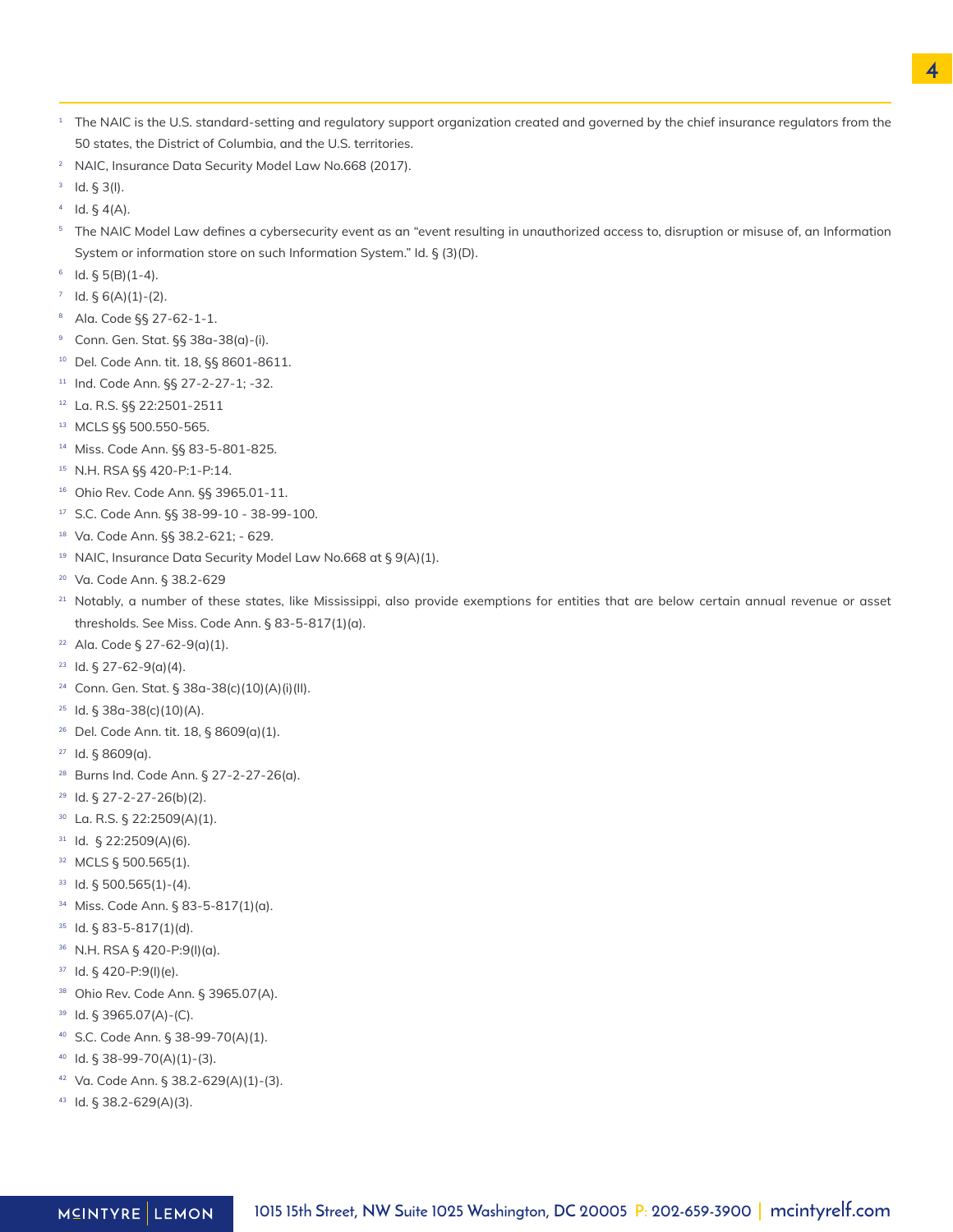[1] The NAIC is the U.S. standard-setting and regulatory support organization created and governed by the chief insurance regulators from the 50 states, the District of Columbia, and the U.S. territories.

[2] NAIC, Insurance Data Security Model Law No.668 (2017).

[3] Id. § 3(I).

[4] Id. § 4(A).

[5] The NAIC Model Law defines a cybersecurity event as an "event resulting in unauthorized access to, disruption or misuse of, an Information System or information store on such Information System." Id. § (3)(D).

[6] Id. § 5(B)(1-4).

[7] Id. § 6(A)(1)-(2).

[8] Ala. Code §§ 27-62-1-1.

[9] Conn. Gen. Stat. §§ 38a-38(a)-(i).

[10] Del. Code Ann. tit. 18, §§ 8601-8611.

[11] Ind. Code Ann. §§ 27-2-27-1; -32.

[12] La. R.S. §§ 22:2501-2511

[13] MCLS §§ 500.550-565.

[14] Miss. Code Ann. §§ 83-5-801-825.

[15] N.H. RSA §§ 420-P:1-P:14.

[16] Ohio Rev. Code Ann. §§ 3965.01-11.

[17] S.C. Code Ann. §§ 38-99-10 - 38-99-100.

[18] Va. Code Ann. §§ 38.2-621; - 629.

[19] NAIC, Insurance Data Security Model Law No.668 at § 9(A)(1).

[20] Va. Code Ann. § 38.2-629

[21] Notably, a number of these states, like Mississippi, also provide exemptions for entities that are below certain annual revenue or asset thresholds. See Miss. Code Ann. § 83-5-817(1)(a).

[22] Ala. Code § 27-62-9(a)(1).

[23] Id. § 27-62-9(a)(4).

[24] Conn. Gen. Stat. § 38a-38(c)(10)(A)(i)(II).

[25] Id. § 38a-38(c)(10)(A).

[26] Del. Code Ann. tit. 18, § 8609(a)(1).

[27] Id. § 8609(a).

[28] Burns Ind. Code Ann. § 27-2-27-26(a).

[29] Id. § 27-2-27-26(b)(2).

[30] La. R.S. § 22:2509(A)(1).

[31] Id. § 22:2509(A)(6).

[32] MCLS § 500.565(1).

[33] Id. § 500.565(1)-(4).

[34] Miss. Code Ann. § 83-5-817(1)(a).

[35] Id. § 83-5-817(1)(d).

[36] N.H. RSA § 420-P:9(I)(a).

[37] Id. § 420-P:9(I)(e).

[38] Ohio Rev. Code Ann. § 3965.07(A).

[39] Id. § 3965.07(A)-(C).

[40] S.C. Code Ann. § 38-99-70(A)(1).

[40] Id. § 38-99-70(A)(1)-(3).

[42] Va. Code Ann. § 38.2-629(A)(1)-(3).

[43] Id. § 38.2-629(A)(3).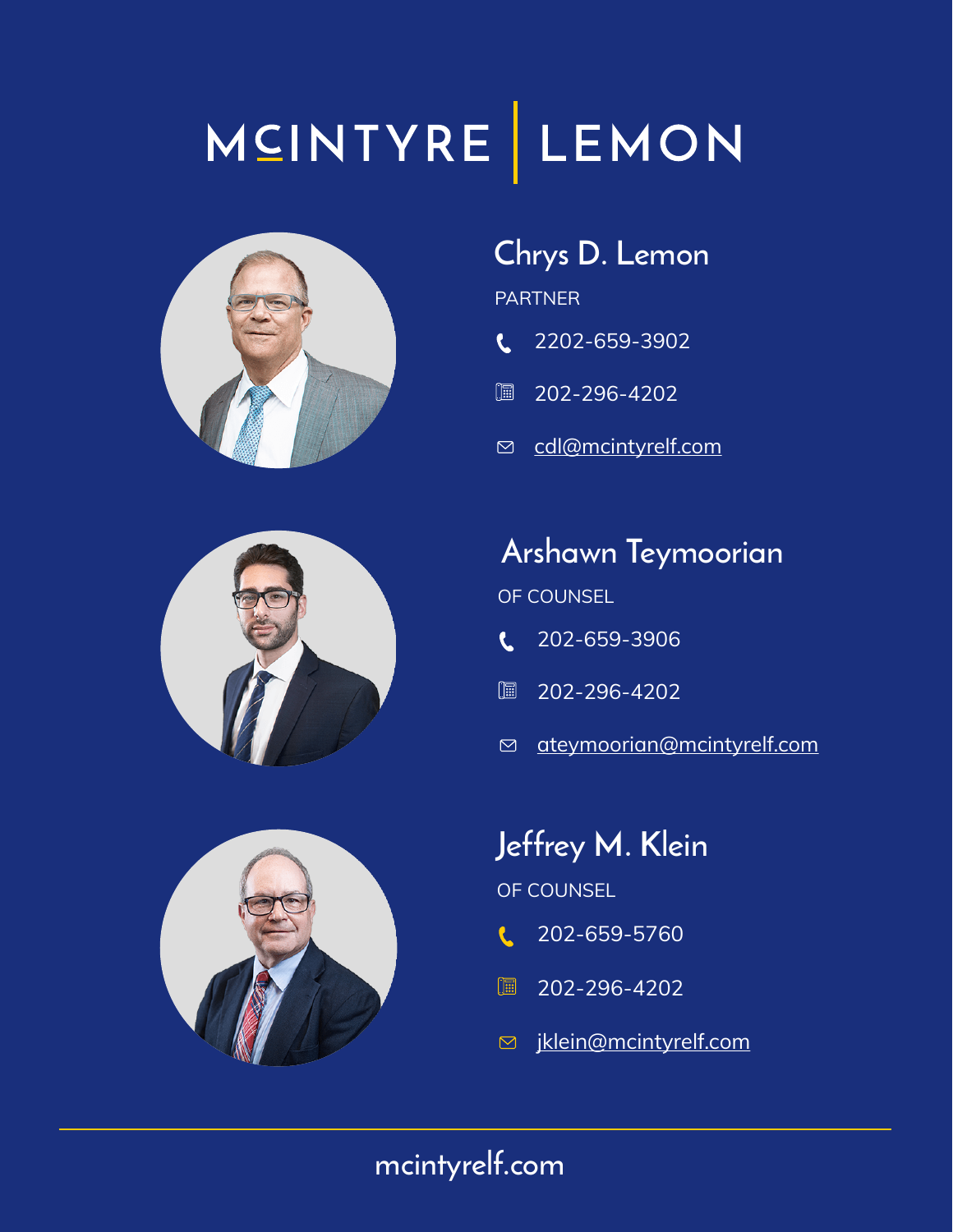# MCINTYRE | LEMON

## Chrys D. Lemon

PARTNER

2202-659-3902

202-296-4202

cdl@mcintyrelf.com

## Arshawn Teymoorian

OF COUNSEL

202-659-3906

202-296-4202

ateymoorian@mcintyrelf.com

## Jeffrey M. Klein

OF COUNSEL

202-659-5760

202-296-4202

jklein@mcintyrelf.com

mcintyrelf.com